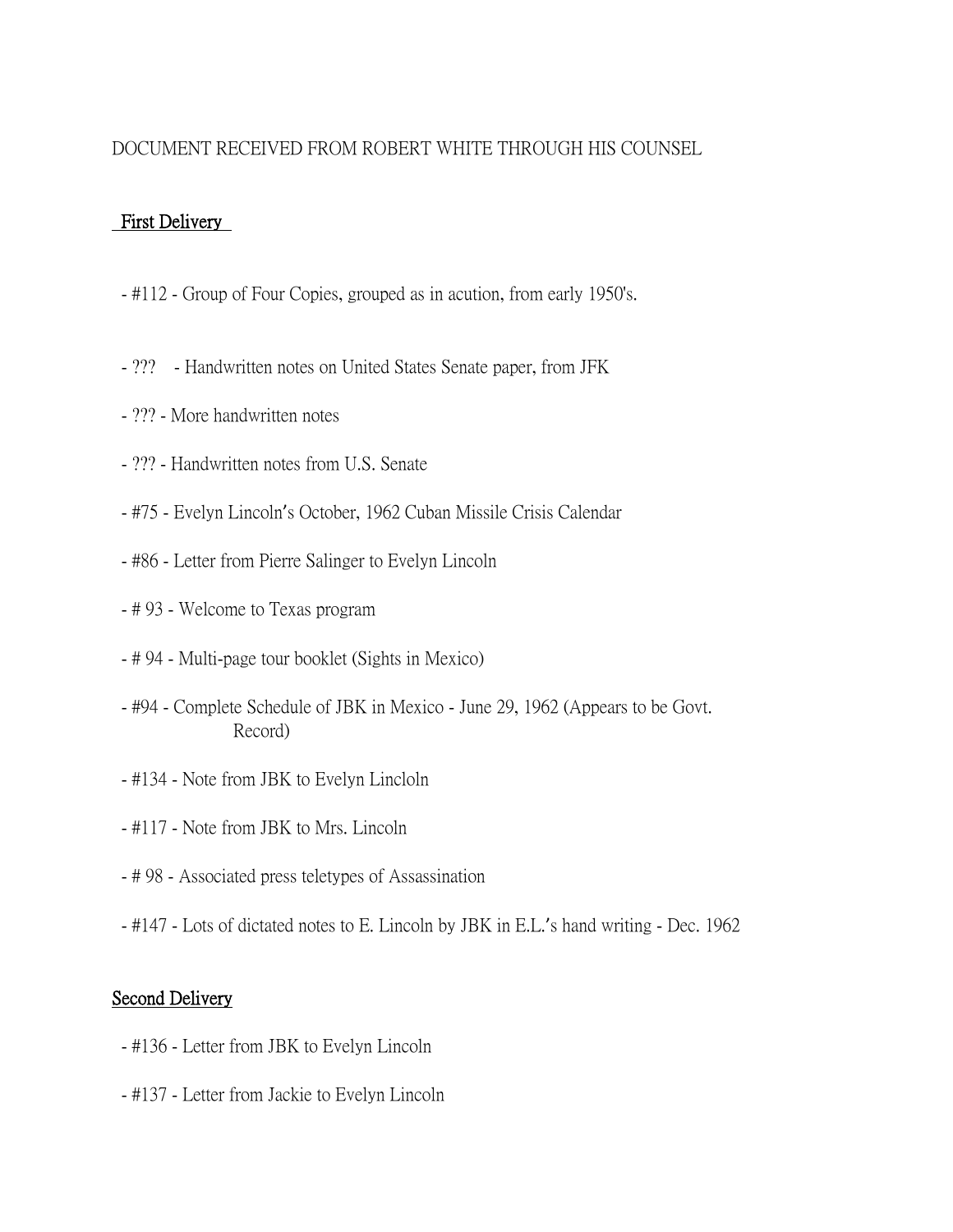DOCUMENT RECEIVED FROM ROBERT WHITE THROUGH HIS COUNSEL

**First Delivery**

- #112 - Group of Four Copies, grouped as in acution, from early 1950's.
- ??? - Handwritten notes on United States Senate paper, from JFK
- ??? - More handwritten notes
- ??? - Handwritten notes from U.S. Senate
- #75 - Evelyn Lincoln's October, 1962 Cuban Missile Crisis Calendar
- #86 - Letter from Pierre Salinger to Evelyn Lincoln
- # 93 - Welcome to Texas program
- # 94 - Multi-page tour booklet (Sights in Mexico)
- #94 - Complete Schedule of JBK in Mexico - June 29, 1962 (Appears to be Govt. Record)
- #134 - Note from JBK to Evelyn Lincloln
- #117 - Note from JBK to Mrs. Lincoln
- # 98 - Associated press teletypes of Assassination
- #147 - Lots of dictated notes to E. Lincoln by JBK in E.L.'s hand writing - Dec. 1962

**Second Delivery**

- #136 - Letter from JBK to Evelyn Lincoln
- #137 - Letter from Jackie to Evelyn Lincoln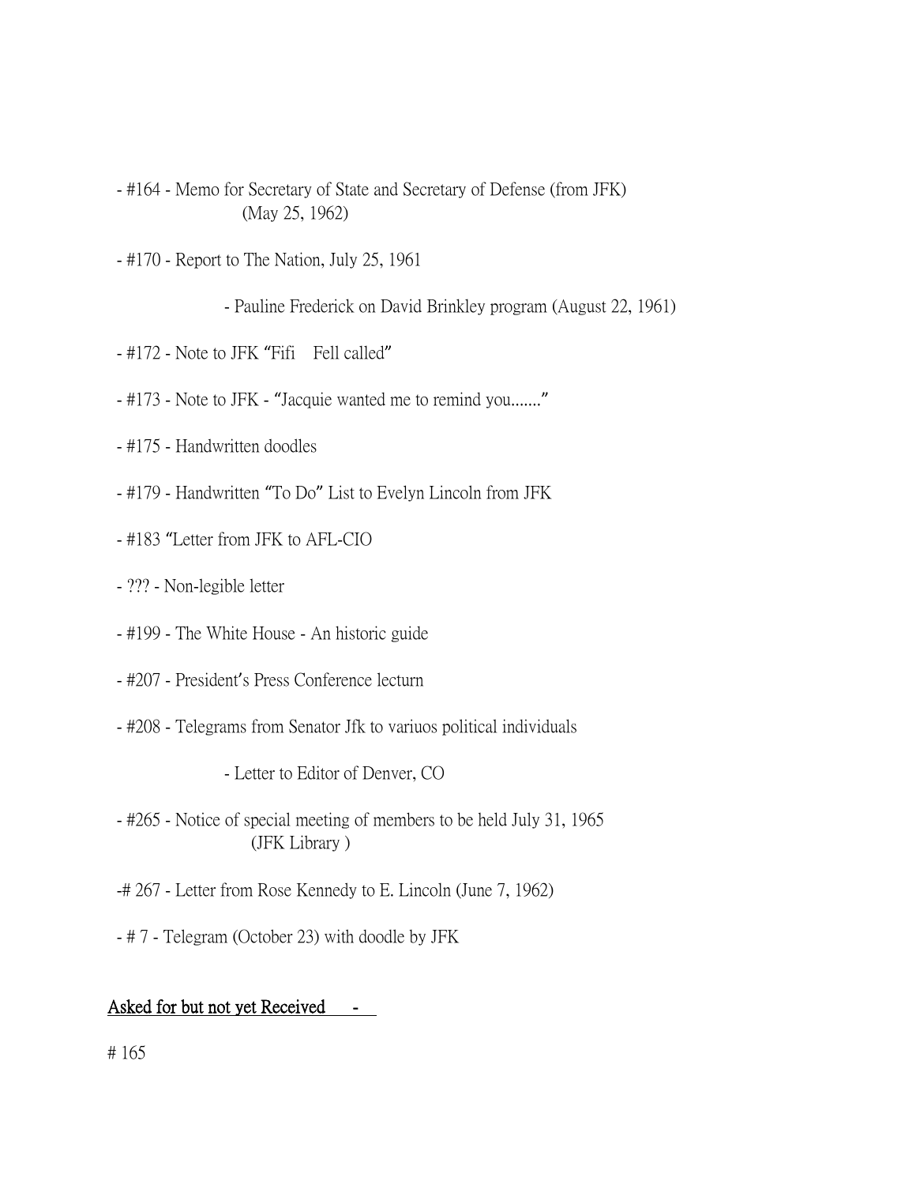- #164 - Memo for Secretary of State and Secretary of Defense (from JFK)
  (May 25, 1962)

- #170 - Report to The Nation, July 25, 1961

  - Pauline Frederick on David Brinkley program (August 22, 1961)

- #172 - Note to JFK "Fifi Fell called"

- #173 - Note to JFK - "Jacquie wanted me to remind you......."

- #175 - Handwritten doodles

- #179 - Handwritten "To Do" List to Evelyn Lincoln from JFK

- #183 "Letter from JFK to AFL-CIO

- ??? - Non-legible letter

- #199 - The White House - An historic guide

- #207 - President's Press Conference lecturn

- #208 - Telegrams from Senator Jfk to variuos political individuals

  - Letter to Editor of Denver, CO

- #265 - Notice of special meeting of members to be held July 31, 1965
  (JFK Library )

-# 267 - Letter from Rose Kennedy to E. Lincoln (June 7, 1962)

- # 7 - Telegram (October 23) with doodle by JFK

<u>Asked for but not yet Received -</u>

# 165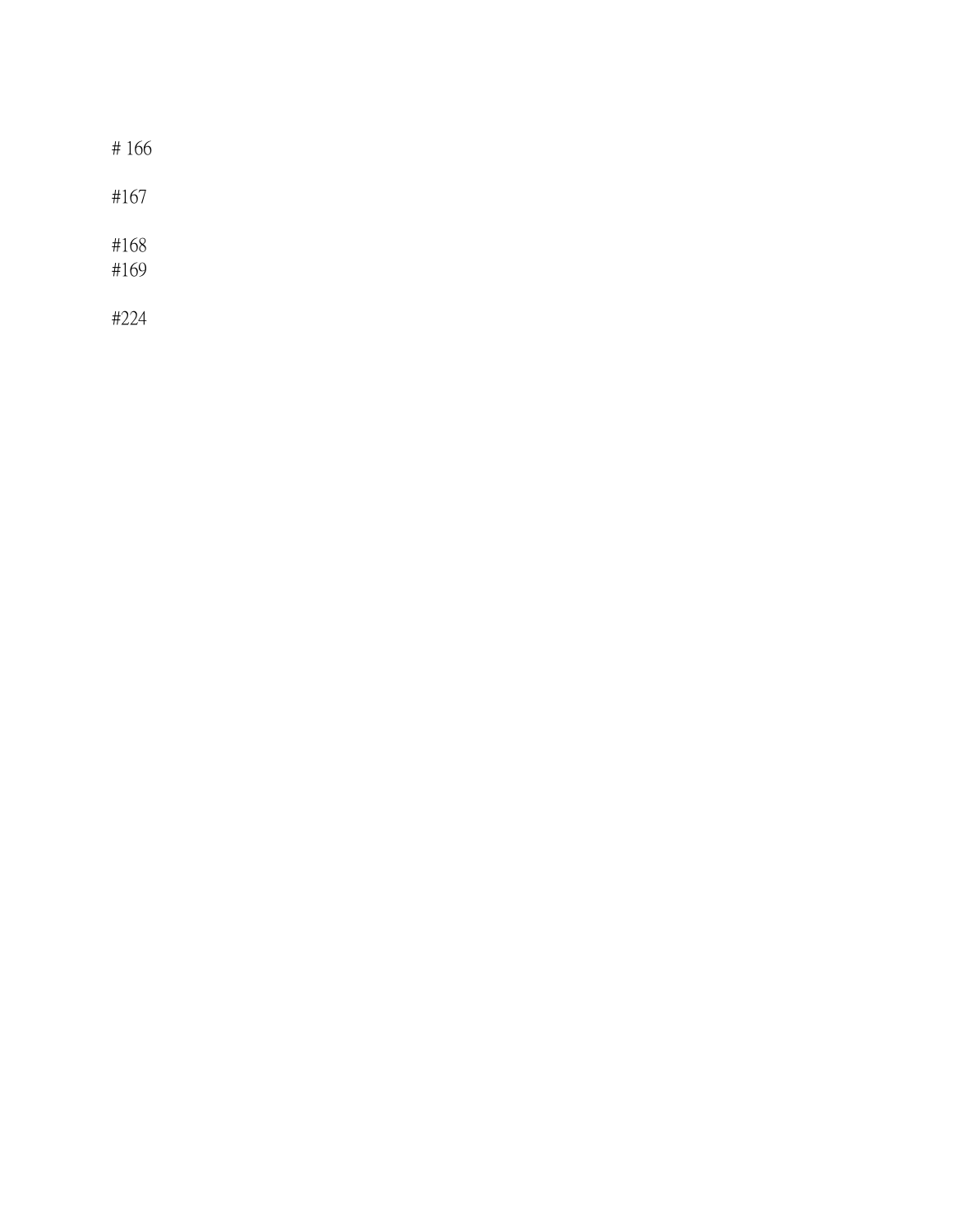# 166

#167

#168
#169

#224